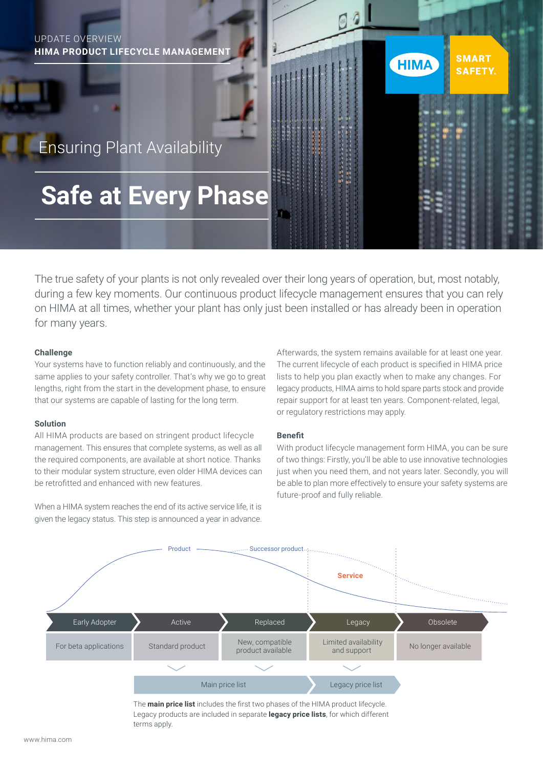UPDATE OVERVIEW

**HIMA PRODUCT LIFECYCLE MANAGEMENT**

HIMA SMART SAFETY.

## Ensuring Plant Availability

# Safe at Every Phase

The true safety of your plants is not only revealed over their long years of operation, but, most notably, during a few key moments. Our continuous product lifecycle management ensures that you can rely on HIMA at all times, whether your plant has only just been installed or has already been in operation for many years.

### Challenge

Your systems have to function reliably and continuously, and the same applies to your safety controller. That's why we go to great lengths, right from the start in the development phase, to ensure that our systems are capable of lasting for the long term.

### Solution

All HIMA products are based on stringent product lifecycle management. This ensures that complete systems, as well as all the required components, are available at short notice. Thanks to their modular system structure, even older HIMA devices can be retrofitted and enhanced with new features.

When a HIMA system reaches the end of its active service life, it is given the legacy status. This step is announced a year in advance. Afterwards, the system remains available for at least one year. The current lifecycle of each product is specified in HIMA price lists to help you plan exactly when to make any changes. For legacy products, HIMA aims to hold spare parts stock and provide repair support for at least ten years. Component-related, legal, or regulatory restrictions may apply.

### Benefit

With product lifecycle management form HIMA, you can be sure of two things: Firstly, you'll be able to use innovative technologies just when you need them, and not years later. Secondly, you will be able to plan more effectively to ensure your safety systems are future-proof and fully reliable.

Product — Successor product — Service

| Early Adopter | Active | Replaced | Legacy | Obsolete |
|---|---|---|---|---|
| For beta applications | Standard product | New, compatible product available | Limited availability and support | No longer available |
| | Main price list | | Legacy price list | |

The **main price list** includes the first two phases of the HIMA product lifecycle. Legacy products are included in separate **legacy price lists**, for which different terms apply.

www.hima.com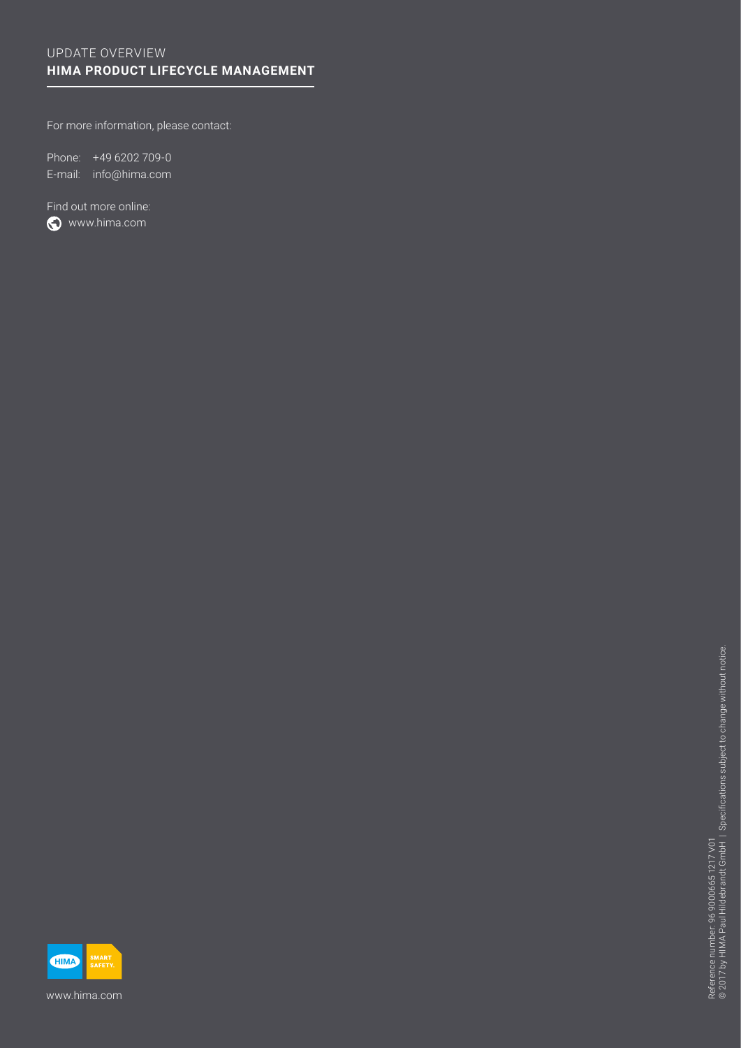UPDATE OVERVIEW

**HIMA PRODUCT LIFECYCLE MANAGEMENT**

For more information, please contact:

Phone: +49 6202 709-0
E-mail: info@hima.com

Find out more online:
www.hima.com

HIMA SMART SAFETY.

www.hima.com

Reference number: 96 9000665 1217 V01
© 2017 by HIMA Paul Hildebrandt GmbH | Specifications subject to change without notice.